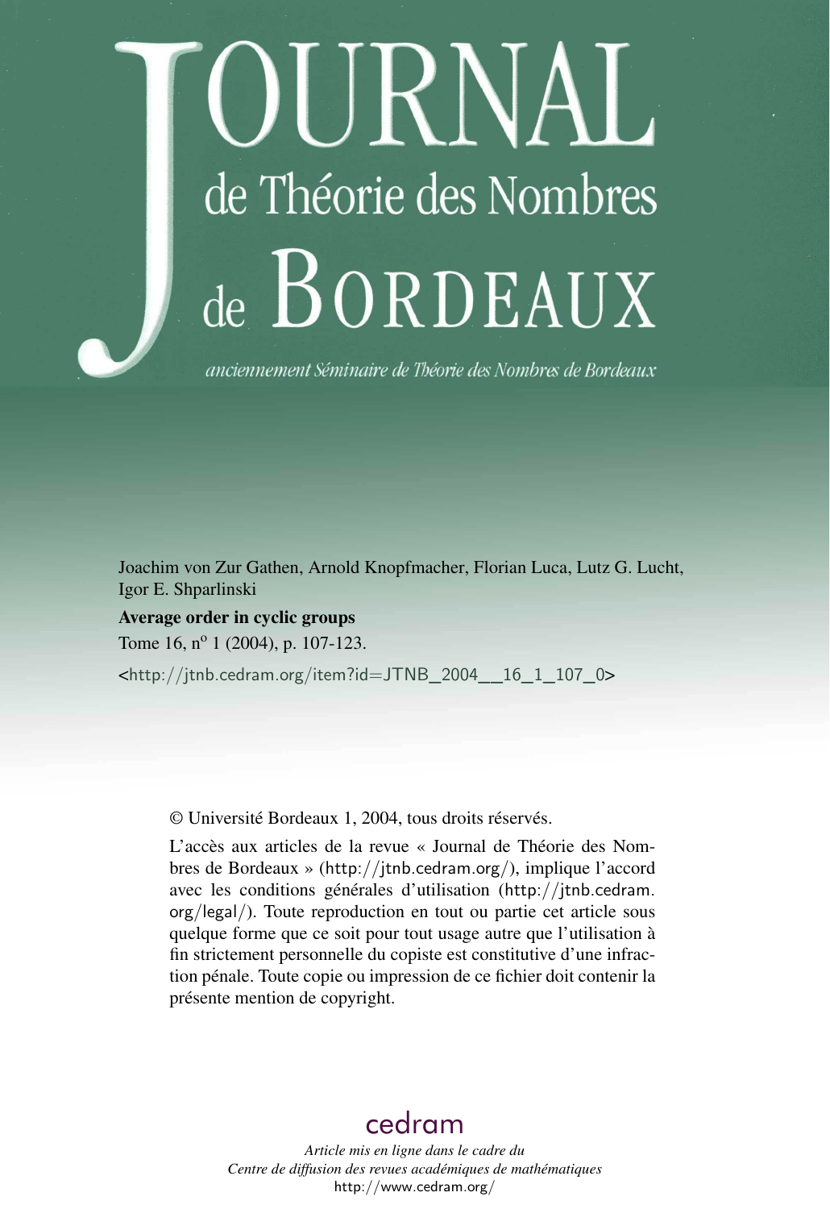# Journal de Théorie des Nombres de Bordeaux

*anciennement Séminaire de Théorie des Nombres de Bordeaux*

Joachim von Zur Gathen, Arnold Knopfmacher, Florian Luca, Lutz G. Lucht, Igor E. Shparlinski

**Average order in cyclic groups**

Tome 16, n$^{o}$ 1 (2004), p. 107-123.

<http://jtnb.cedram.org/item?id=JTNB_2004__16_1_107_0>

© Université Bordeaux 1, 2004, tous droits réservés.

L'accès aux articles de la revue « Journal de Théorie des Nombres de Bordeaux » (http://jtnb.cedram.org/), implique l'accord avec les conditions générales d'utilisation (http://jtnb.cedram.org/legal/). Toute reproduction en tout ou partie cet article sous quelque forme que ce soit pour tout usage autre que l'utilisation à fin strictement personnelle du copiste est constitutive d'une infraction pénale. Toute copie ou impression de ce fichier doit contenir la présente mention de copyright.

cedram

*Article mis en ligne dans le cadre du*
*Centre de diffusion des revues académiques de mathématiques*
http://www.cedram.org/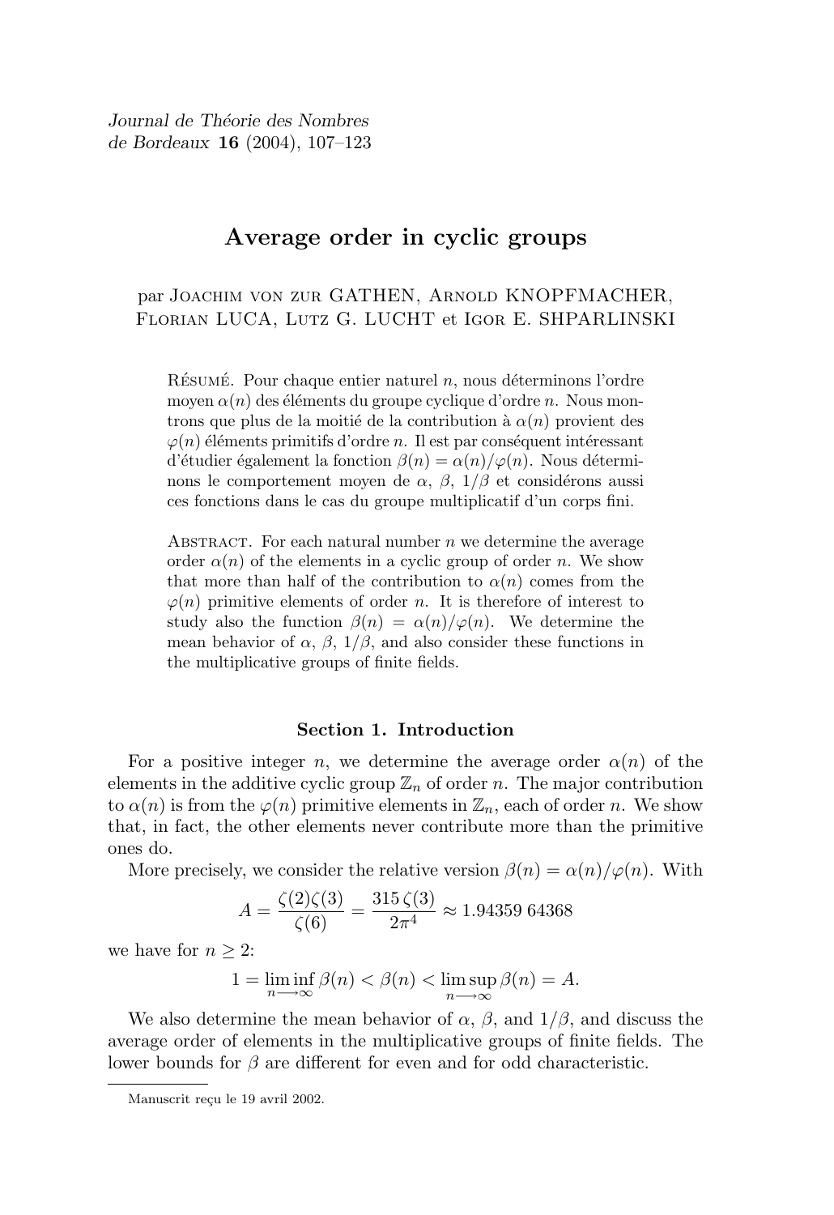# Average order in cyclic groups

par Joachim von zur GATHEN, Arnold KNOPFMACHER, Florian LUCA, Lutz G. LUCHT et Igor E. SHPARLINSKI

Résumé. Pour chaque entier naturel $n$, nous déterminons l'ordre moyen $\alpha(n)$ des éléments du groupe cyclique d'ordre $n$. Nous montrons que plus de la moitié de la contribution à $\alpha(n)$ provient des $\varphi(n)$ éléments primitifs d'ordre $n$. Il est par conséquent intéressant d'étudier également la fonction $\beta(n) = \alpha(n)/\varphi(n)$. Nous déterminons le comportement moyen de $\alpha$, $\beta$, $1/\beta$ et considérons aussi ces fonctions dans le cas du groupe multiplicatif d'un corps fini.

Abstract. For each natural number $n$ we determine the average order $\alpha(n)$ of the elements in a cyclic group of order $n$. We show that more than half of the contribution to $\alpha(n)$ comes from the $\varphi(n)$ primitive elements of order $n$. It is therefore of interest to study also the function $\beta(n) = \alpha(n)/\varphi(n)$. We determine the mean behavior of $\alpha$, $\beta$, $1/\beta$, and also consider these functions in the multiplicative groups of finite fields.

## Section 1. Introduction

For a positive integer $n$, we determine the average order $\alpha(n)$ of the elements in the additive cyclic group $\mathbb{Z}_n$ of order $n$. The major contribution to $\alpha(n)$ is from the $\varphi(n)$ primitive elements in $\mathbb{Z}_n$, each of order $n$. We show that, in fact, the other elements never contribute more than the primitive ones do.

More precisely, we consider the relative version $\beta(n) = \alpha(n)/\varphi(n)$. With

$$A = \frac{\zeta(2)\zeta(3)}{\zeta(6)} = \frac{315\,\zeta(3)}{2\pi^4} \approx 1.94359\,64368$$

we have for $n \geq 2$:

$$1 = \liminf_{n \longrightarrow \infty} \beta(n) < \beta(n) < \limsup_{n \longrightarrow \infty} \beta(n) = A.$$

We also determine the mean behavior of $\alpha$, $\beta$, and $1/\beta$, and discuss the average order of elements in the multiplicative groups of finite fields. The lower bounds for $\beta$ are different for even and for odd characteristic.

Manuscrit reçu le 19 avril 2002.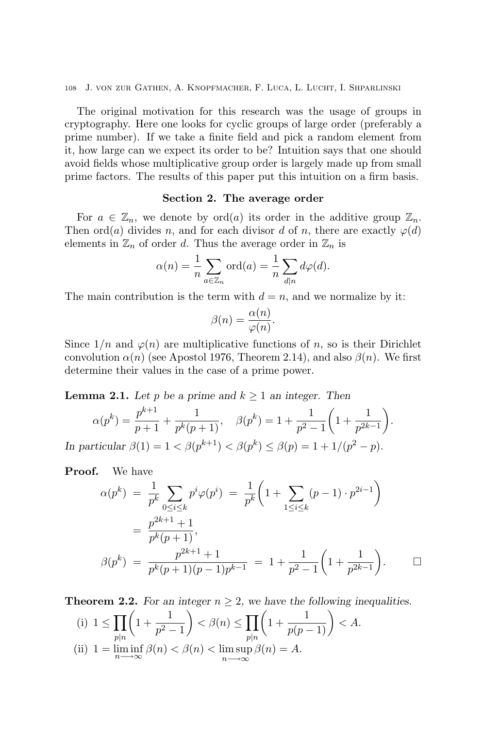The original motivation for this research was the usage of groups in cryptography. Here one looks for cyclic groups of large order (preferably a prime number). If we take a finite field and pick a random element from it, how large can we expect its order to be? Intuition says that one should avoid fields whose multiplicative group order is largely made up from small prime factors. The results of this paper put this intuition on a firm basis.

## Section 2. The average order

For $a \in \mathbb{Z}_n$, we denote by $\mathrm{ord}(a)$ its order in the additive group $\mathbb{Z}_n$. Then $\mathrm{ord}(a)$ divides $n$, and for each divisor $d$ of $n$, there are exactly $\varphi(d)$ elements in $\mathbb{Z}_n$ of order $d$. Thus the average order in $\mathbb{Z}_n$ is

$$\alpha(n) = \frac{1}{n} \sum_{a \in \mathbb{Z}_n} \mathrm{ord}(a) = \frac{1}{n} \sum_{d \mid n} d\varphi(d).$$

The main contribution is the term with $d = n$, and we normalize by it:

$$\beta(n) = \frac{\alpha(n)}{\varphi(n)}.$$

Since $1/n$ and $\varphi(n)$ are multiplicative functions of $n$, so is their Dirichlet convolution $\alpha(n)$ (see Apostol 1976, Theorem 2.14), and also $\beta(n)$. We first determine their values in the case of a prime power.

**Lemma 2.1.** *Let $p$ be a prime and $k \geq 1$ an integer. Then*

$$\alpha(p^k) = \frac{p^{k+1}}{p+1} + \frac{1}{p^k(p+1)}, \quad \beta(p^k) = 1 + \frac{1}{p^2-1}\left(1 + \frac{1}{p^{2k-1}}\right).$$

*In particular* $\beta(1) = 1 < \beta(p^{k+1}) < \beta(p^k) \leq \beta(p) = 1 + 1/(p^2 - p)$.

**Proof.** We have

$$\begin{aligned}
\alpha(p^k) &= \frac{1}{p^k} \sum_{0 \leq i \leq k} p^i \varphi(p^i) = \frac{1}{p^k}\left(1 + \sum_{1 \leq i \leq k} (p-1) \cdot p^{2i-1}\right) \\
&= \frac{p^{2k+1}+1}{p^k(p+1)}, \\
\beta(p^k) &= \frac{p^{2k+1}+1}{p^k(p+1)(p-1)p^{k-1}} = 1 + \frac{1}{p^2-1}\left(1 + \frac{1}{p^{2k-1}}\right). \qquad \square
\end{aligned}$$

**Theorem 2.2.** *For an integer $n \geq 2$, we have the following inequalities.*

(i) $1 \leq \prod_{p \mid n}\left(1 + \frac{1}{p^2-1}\right) < \beta(n) \leq \prod_{p \mid n}\left(1 + \frac{1}{p(p-1)}\right) < A.$

(ii) $1 = \liminf_{n \longrightarrow \infty} \beta(n) < \beta(n) < \limsup_{n \longrightarrow \infty} \beta(n) = A.$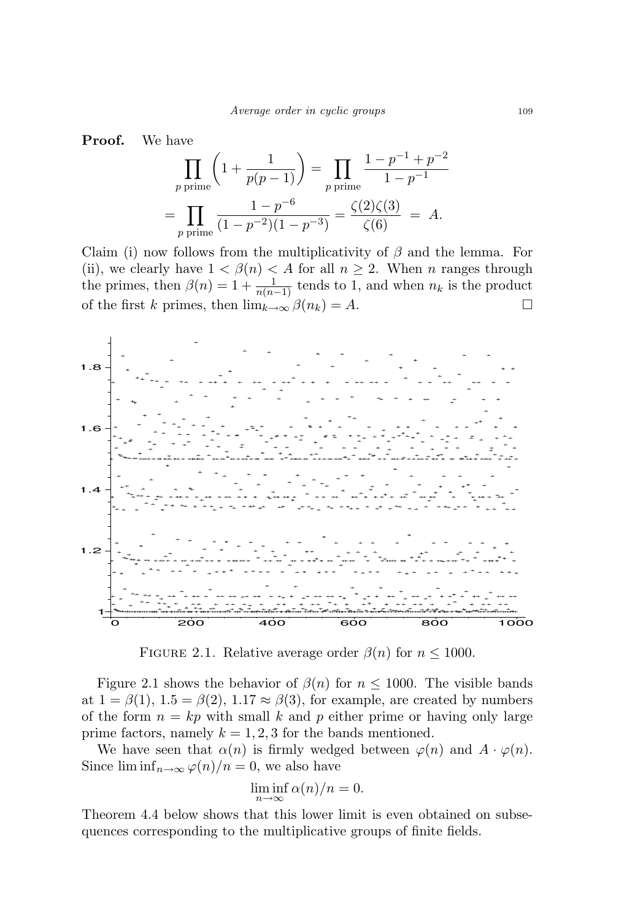**Proof.** We have

$$\prod_{p \text{ prime}} \left(1 + \frac{1}{p(p-1)}\right) = \prod_{p \text{ prime}} \frac{1 - p^{-1} + p^{-2}}{1 - p^{-1}}$$

$$= \prod_{p \text{ prime}} \frac{1 - p^{-6}}{(1 - p^{-2})(1 - p^{-3})} = \frac{\zeta(2)\zeta(3)}{\zeta(6)} = A.$$

Claim (i) now follows from the multiplicativity of $\beta$ and the lemma. For (ii), we clearly have $1 < \beta(n) < A$ for all $n \geq 2$. When $n$ ranges through the primes, then $\beta(n) = 1 + \frac{1}{n(n-1)}$ tends to 1, and when $n_k$ is the product of the first $k$ primes, then $\lim_{k \to \infty} \beta(n_k) = A$. □

FIGURE 2.1. Relative average order $\beta(n)$ for $n \leq 1000$.

Figure 2.1 shows the behavior of $\beta(n)$ for $n \leq 1000$. The visible bands at $1 = \beta(1)$, $1.5 = \beta(2)$, $1.17 \approx \beta(3)$, for example, are created by numbers of the form $n = kp$ with small $k$ and $p$ either prime or having only large prime factors, namely $k = 1, 2, 3$ for the bands mentioned.

We have seen that $\alpha(n)$ is firmly wedged between $\varphi(n)$ and $A \cdot \varphi(n)$. Since $\liminf_{n \to \infty} \varphi(n)/n = 0$, we also have

$$\liminf_{n \to \infty} \alpha(n)/n = 0.$$

Theorem 4.4 below shows that this lower limit is even obtained on subsequences corresponding to the multiplicative groups of finite fields.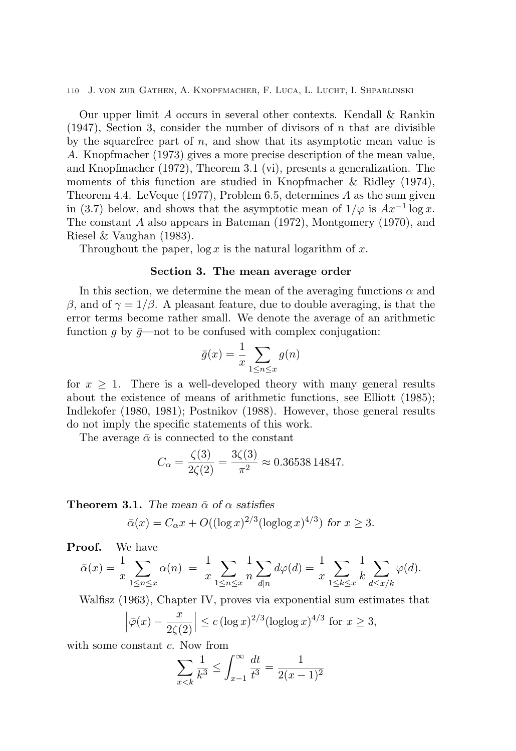Our upper limit $A$ occurs in several other contexts. Kendall & Rankin (1947), Section 3, consider the number of divisors of $n$ that are divisible by the squarefree part of $n$, and show that its asymptotic mean value is $A$. Knopfmacher (1973) gives a more precise description of the mean value, and Knopfmacher (1972), Theorem 3.1 (vi), presents a generalization. The moments of this function are studied in Knopfmacher & Ridley (1974), Theorem 4.4. LeVeque (1977), Problem 6.5, determines $A$ as the sum given in (3.7) below, and shows that the asymptotic mean of $1/\varphi$ is $Ax^{-1}\log x$. The constant $A$ also appears in Bateman (1972), Montgomery (1970), and Riesel & Vaughan (1983).

Throughout the paper, $\log x$ is the natural logarithm of $x$.

## Section 3. The mean average order

In this section, we determine the mean of the averaging functions $\alpha$ and $\beta$, and of $\gamma = 1/\beta$. A pleasant feature, due to double averaging, is that the error terms become rather small. We denote the average of an arithmetic function $g$ by $\bar{g}$—not to be confused with complex conjugation:

$$\bar{g}(x) = \frac{1}{x} \sum_{1 \le n \le x} g(n)$$

for $x \ge 1$. There is a well-developed theory with many general results about the existence of means of arithmetic functions, see Elliott (1985); Indlekofer (1980, 1981); Postnikov (1988). However, those general results do not imply the specific statements of this work.

The average $\bar{\alpha}$ is connected to the constant

$$C_\alpha = \frac{\zeta(3)}{2\zeta(2)} = \frac{3\zeta(3)}{\pi^2} \approx 0.36538\,14847.$$

**Theorem 3.1.** *The mean $\bar{\alpha}$ of $\alpha$ satisfies*

$$\bar{\alpha}(x) = C_\alpha x + O((\log x)^{2/3}(\operatorname{loglog} x)^{4/3}) \text{ for } x \ge 3.$$

**Proof.** We have

$$\bar{\alpha}(x) = \frac{1}{x} \sum_{1 \le n \le x} \alpha(n) \;=\; \frac{1}{x} \sum_{1 \le n \le x} \frac{1}{n} \sum_{d \mid n} d\varphi(d) = \frac{1}{x} \sum_{1 \le k \le x} \frac{1}{k} \sum_{d \le x/k} \varphi(d).$$

Walfisz (1963), Chapter IV, proves via exponential sum estimates that

$$\left| \bar{\varphi}(x) - \frac{x}{2\zeta(2)} \right| \le c\,(\log x)^{2/3}(\operatorname{loglog} x)^{4/3} \text{ for } x \ge 3,$$

with some constant $c$. Now from

$$\sum_{x < k} \frac{1}{k^3} \le \int_{x-1}^{\infty} \frac{dt}{t^3} = \frac{1}{2(x-1)^2}$$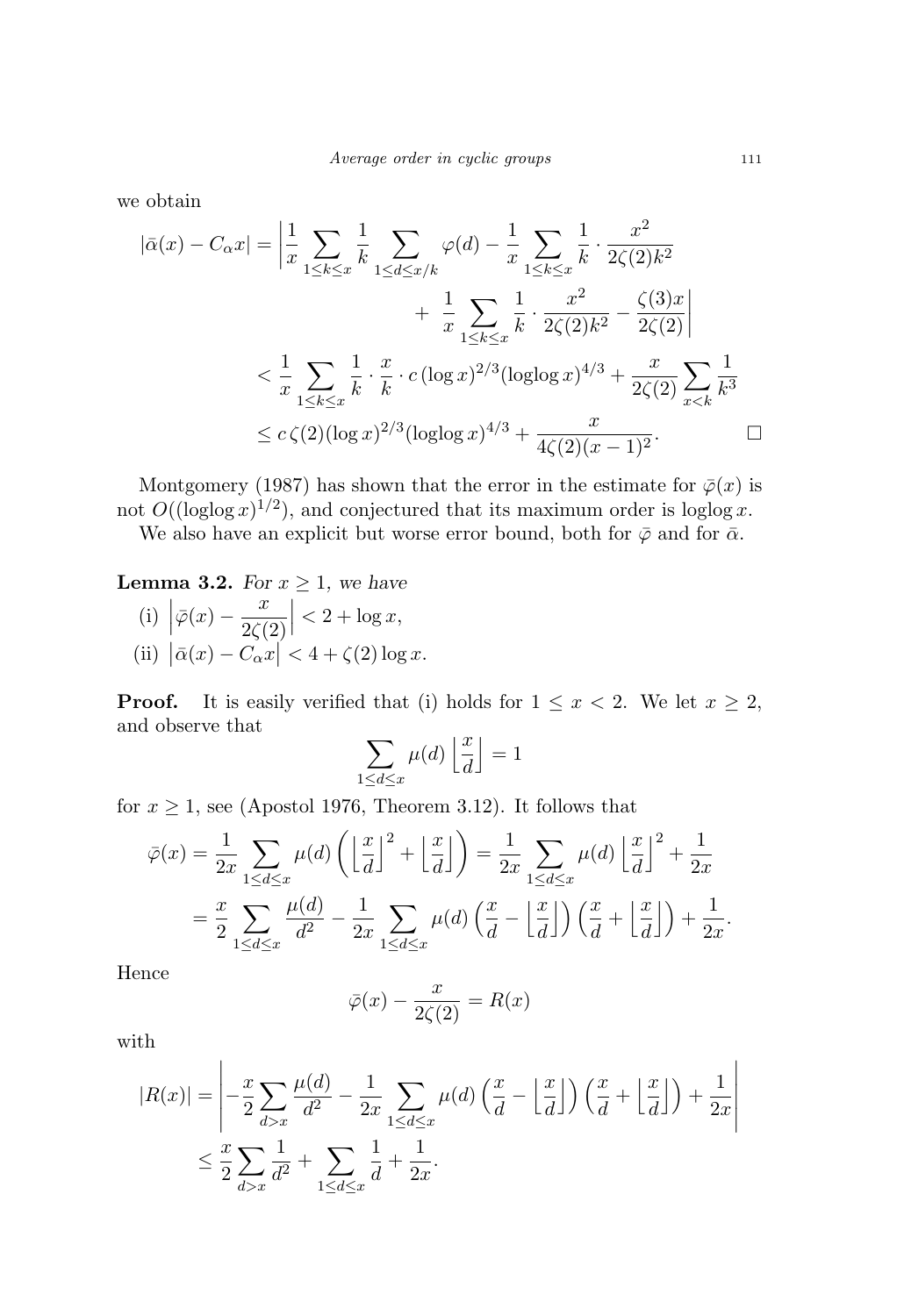we obtain

$$
\begin{aligned}
|\bar{\alpha}(x) - C_\alpha x| &= \left| \frac{1}{x} \sum_{1 \le k \le x} \frac{1}{k} \sum_{1 \le d \le x/k} \varphi(d) - \frac{1}{x} \sum_{1 \le k \le x} \frac{1}{k} \cdot \frac{x^2}{2\zeta(2)k^2} \right. \\
&\qquad\qquad \left. + \ \frac{1}{x} \sum_{1 \le k \le x} \frac{1}{k} \cdot \frac{x^2}{2\zeta(2)k^2} - \frac{\zeta(3)x}{2\zeta(2)} \right| \\
&< \frac{1}{x} \sum_{1 \le k \le x} \frac{1}{k} \cdot \frac{x}{k} \cdot c\, (\log x)^{2/3} (\operatorname{loglog} x)^{4/3} + \frac{x}{2\zeta(2)} \sum_{x < k} \frac{1}{k^3} \\
&\le c\, \zeta(2) (\log x)^{2/3} (\operatorname{loglog} x)^{4/3} + \frac{x}{4\zeta(2)(x-1)^2}. \qquad \square
\end{aligned}
$$

Montgomery (1987) has shown that the error in the estimate for $\bar{\varphi}(x)$ is not $O((\operatorname{loglog} x)^{1/2})$, and conjectured that its maximum order is $\operatorname{loglog} x$.

We also have an explicit but worse error bound, both for $\bar{\varphi}$ and for $\bar{\alpha}$.

**Lemma 3.2.** *For $x \ge 1$, we have*

(i) $\left| \bar{\varphi}(x) - \dfrac{x}{2\zeta(2)} \right| < 2 + \log x,$

(ii) $\left| \bar{\alpha}(x) - C_\alpha x \right| < 4 + \zeta(2) \log x.$

**Proof.** It is easily verified that (i) holds for $1 \le x < 2$. We let $x \ge 2$, and observe that

$$
\sum_{1 \le d \le x} \mu(d) \left\lfloor \frac{x}{d} \right\rfloor = 1
$$

for $x \ge 1$, see (Apostol 1976, Theorem 3.12). It follows that

$$
\begin{aligned}
\bar{\varphi}(x) &= \frac{1}{2x} \sum_{1 \le d \le x} \mu(d) \left( \left\lfloor \frac{x}{d} \right\rfloor^2 + \left\lfloor \frac{x}{d} \right\rfloor \right) = \frac{1}{2x} \sum_{1 \le d \le x} \mu(d) \left\lfloor \frac{x}{d} \right\rfloor^2 + \frac{1}{2x} \\
&= \frac{x}{2} \sum_{1 \le d \le x} \frac{\mu(d)}{d^2} - \frac{1}{2x} \sum_{1 \le d \le x} \mu(d) \left( \frac{x}{d} - \left\lfloor \frac{x}{d} \right\rfloor \right) \left( \frac{x}{d} + \left\lfloor \frac{x}{d} \right\rfloor \right) + \frac{1}{2x}.
\end{aligned}
$$

Hence

$$
\bar{\varphi}(x) - \frac{x}{2\zeta(2)} = R(x)
$$

with

$$
\begin{aligned}
|R(x)| &= \left| -\frac{x}{2} \sum_{d > x} \frac{\mu(d)}{d^2} - \frac{1}{2x} \sum_{1 \le d \le x} \mu(d) \left( \frac{x}{d} - \left\lfloor \frac{x}{d} \right\rfloor \right) \left( \frac{x}{d} + \left\lfloor \frac{x}{d} \right\rfloor \right) + \frac{1}{2x} \right| \\
&\le \frac{x}{2} \sum_{d > x} \frac{1}{d^2} + \sum_{1 \le d \le x} \frac{1}{d} + \frac{1}{2x}.
\end{aligned}
$$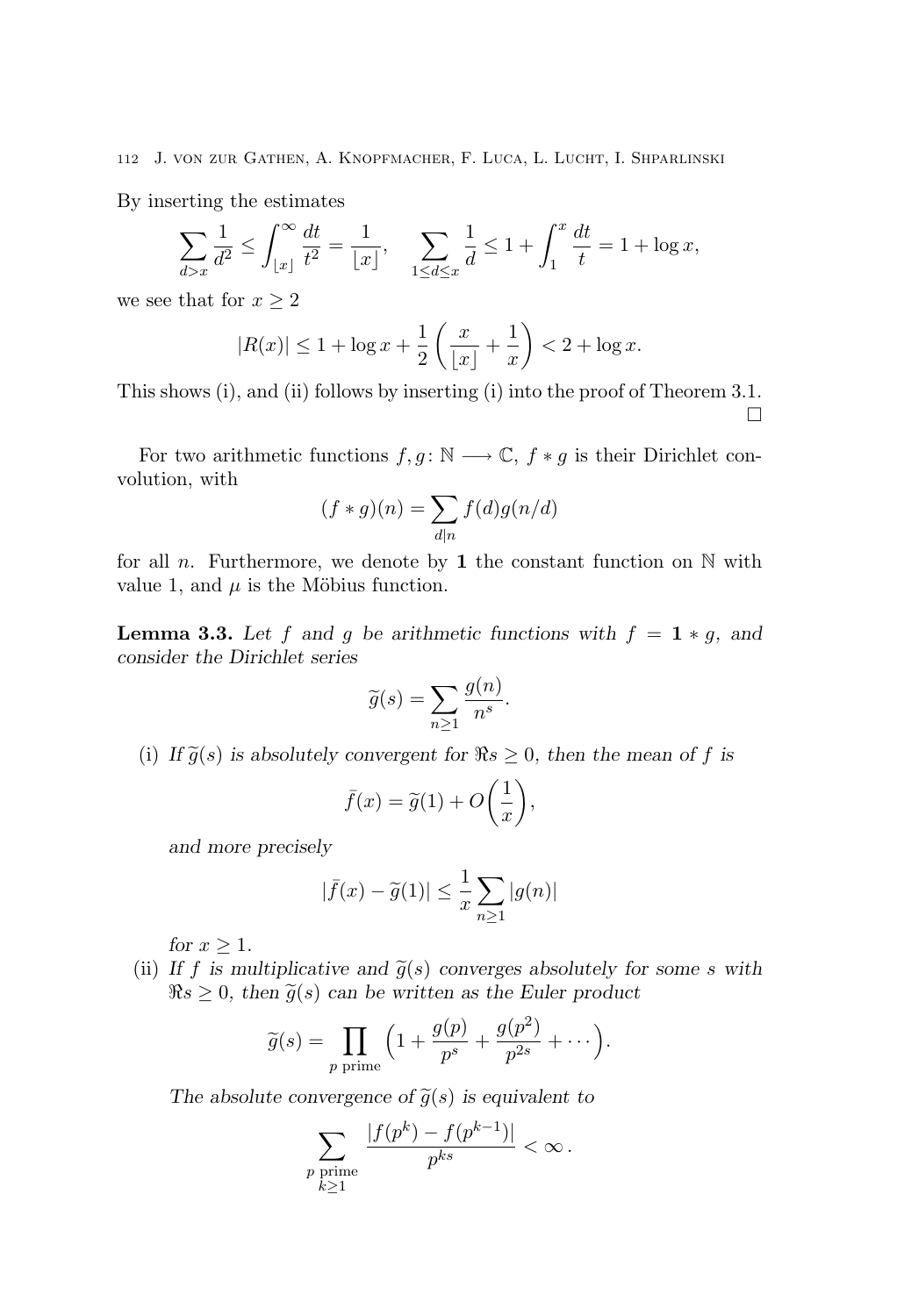By inserting the estimates

$$\sum_{d>x} \frac{1}{d^2} \le \int_{\lfloor x \rfloor}^{\infty} \frac{dt}{t^2} = \frac{1}{\lfloor x \rfloor}, \quad \sum_{1 \le d \le x} \frac{1}{d} \le 1 + \int_1^x \frac{dt}{t} = 1 + \log x,$$

we see that for $x \ge 2$

$$|R(x)| \le 1 + \log x + \frac{1}{2}\left(\frac{x}{\lfloor x \rfloor} + \frac{1}{x}\right) < 2 + \log x.$$

This shows (i), and (ii) follows by inserting (i) into the proof of Theorem 3.1. $\square$

For two arithmetic functions $f, g \colon \mathbb{N} \longrightarrow \mathbb{C}$, $f * g$ is their Dirichlet convolution, with

$$(f * g)(n) = \sum_{d \mid n} f(d) g(n/d)$$

for all $n$. Furthermore, we denote by $\mathbf{1}$ the constant function on $\mathbb{N}$ with value 1, and $\mu$ is the Möbius function.

**Lemma 3.3.** *Let $f$ and $g$ be arithmetic functions with $f = \mathbf{1} * g$, and consider the Dirichlet series*

$$\widetilde{g}(s) = \sum_{n \ge 1} \frac{g(n)}{n^s}.$$

(i) *If $\widetilde{g}(s)$ is absolutely convergent for $\Re s \ge 0$, then the mean of $f$ is*

$$\bar{f}(x) = \widetilde{g}(1) + O\left(\frac{1}{x}\right),$$

*and more precisely*

$$|\bar{f}(x) - \widetilde{g}(1)| \le \frac{1}{x} \sum_{n \ge 1} |g(n)|$$

*for $x \ge 1$.*

(ii) *If $f$ is multiplicative and $\widetilde{g}(s)$ converges absolutely for some $s$ with $\Re s \ge 0$, then $\widetilde{g}(s)$ can be written as the Euler product*

$$\widetilde{g}(s) = \prod_{p \text{ prime}} \Big(1 + \frac{g(p)}{p^s} + \frac{g(p^2)}{p^{2s}} + \cdots \Big).$$

*The absolute convergence of $\widetilde{g}(s)$ is equivalent to*

$$\sum_{\substack{p \text{ prime} \\ k \ge 1}} \frac{|f(p^k) - f(p^{k-1})|}{p^{ks}} < \infty\,.$$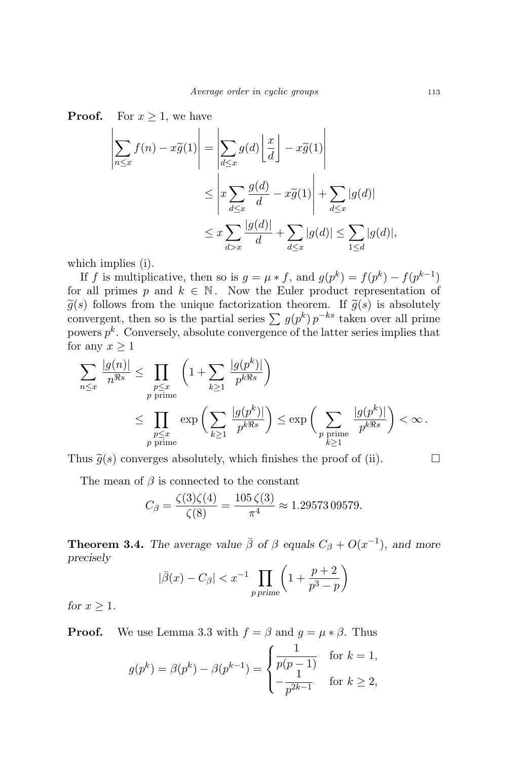**Proof.** For $x \geq 1$, we have

$$
\begin{aligned}
\left| \sum_{n \leq x} f(n) - x\widetilde{g}(1) \right| &= \left| \sum_{d \leq x} g(d) \left\lfloor \frac{x}{d} \right\rfloor - x\widetilde{g}(1) \right| \\
&\leq \left| x \sum_{d \leq x} \frac{g(d)}{d} - x\widetilde{g}(1) \right| + \sum_{d \leq x} |g(d)| \\
&\leq x \sum_{d > x} \frac{|g(d)|}{d} + \sum_{d \leq x} |g(d)| \leq \sum_{1 \leq d} |g(d)|,
\end{aligned}
$$

which implies (i).

If $f$ is multiplicative, then so is $g = \mu * f$, and $g(p^k) = f(p^k) - f(p^{k-1})$ for all primes $p$ and $k \in \mathbb{N}$. Now the Euler product representation of $\widetilde{g}(s)$ follows from the unique factorization theorem. If $\widetilde{g}(s)$ is absolutely convergent, then so is the partial series $\sum g(p^k)\, p^{-ks}$ taken over all prime powers $p^k$. Conversely, absolute convergence of the latter series implies that for any $x \geq 1$

$$
\begin{aligned}
\sum_{n \leq x} \frac{|g(n)|}{n^{\Re s}} &\leq \prod_{\substack{p \leq x \\ p \text{ prime}}} \left( 1 + \sum_{k \geq 1} \frac{|g(p^k)|}{p^{k\Re s}} \right) \\
&\leq \prod_{\substack{p \leq x \\ p \text{ prime}}} \exp\left( \sum_{k \geq 1} \frac{|g(p^k)|}{p^{k\Re s}} \right) \leq \exp\left( \sum_{\substack{p \text{ prime} \\ k \geq 1}} \frac{|g(p^k)|}{p^{k\Re s}} \right) < \infty\,.
\end{aligned}
$$

Thus $\widetilde{g}(s)$ converges absolutely, which finishes the proof of (ii). $\square$

The mean of $\beta$ is connected to the constant

$$
C_\beta = \frac{\zeta(3)\zeta(4)}{\zeta(8)} = \frac{105\,\zeta(3)}{\pi^4} \approx 1.29573\,09579.
$$

**Theorem 3.4.** *The average value $\bar{\beta}$ of $\beta$ equals $C_\beta + O(x^{-1})$, and more precisely*

$$
|\bar{\beta}(x) - C_\beta| < x^{-1} \prod_{p \text{ prime}} \left( 1 + \frac{p+2}{p^3 - p} \right)
$$

*for $x \geq 1$.*

**Proof.** We use Lemma 3.3 with $f = \beta$ and $g = \mu * \beta$. Thus

$$
g(p^k) = \beta(p^k) - \beta(p^{k-1}) = \begin{cases} \dfrac{1}{p(p-1)} & \text{for } k = 1, \\ -\dfrac{1}{p^{2k-1}} & \text{for } k \geq 2, \end{cases}
$$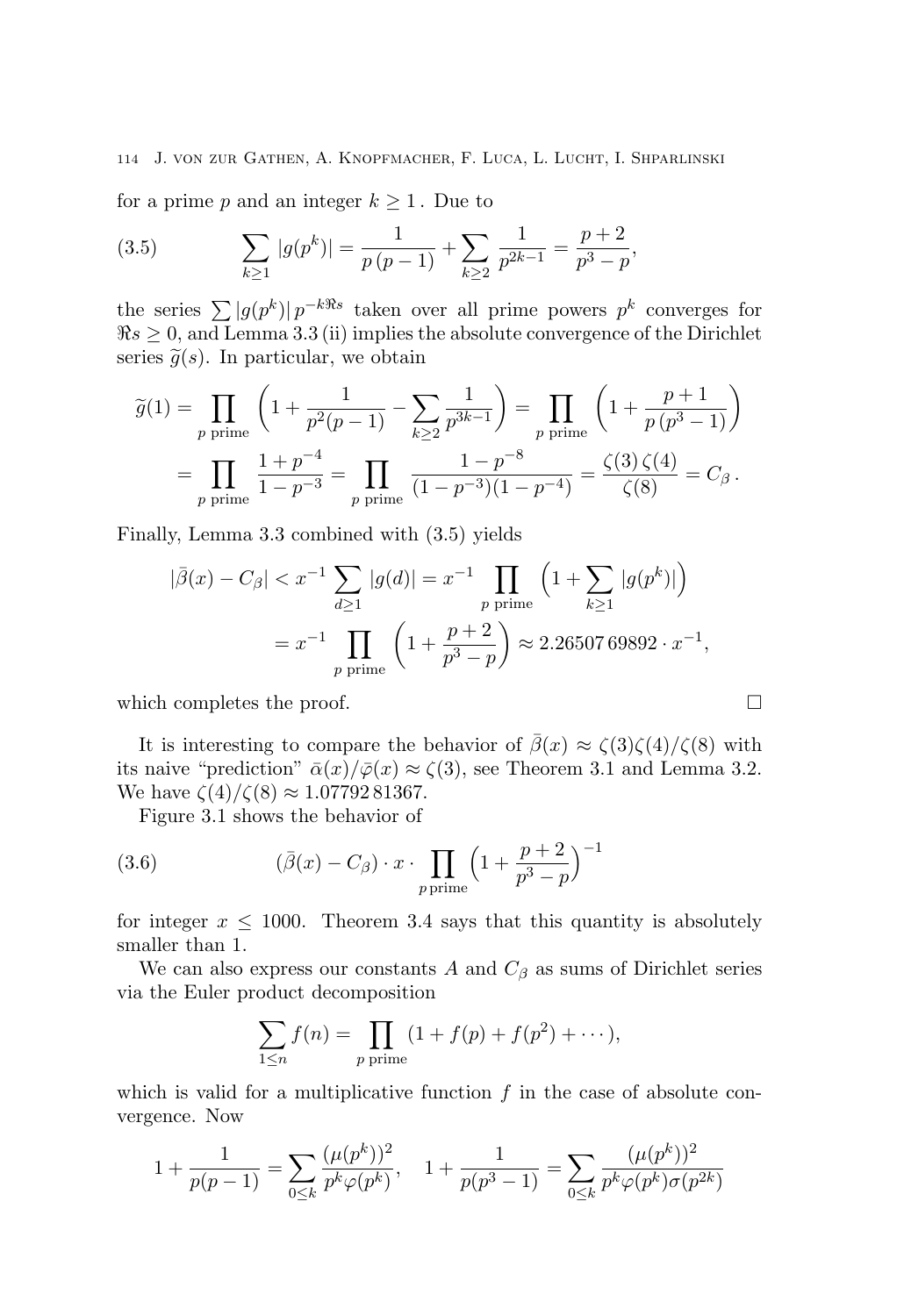for a prime $p$ and an integer $k \geq 1$. Due to

$$\sum_{k\geq 1} |g(p^k)| = \frac{1}{p\,(p-1)} + \sum_{k\geq 2} \frac{1}{p^{2k-1}} = \frac{p+2}{p^3-p}, \tag{3.5}$$

the series $\sum |g(p^k)|\, p^{-k\Re s}$ taken over all prime powers $p^k$ converges for $\Re s \geq 0$, and Lemma 3.3 (ii) implies the absolute convergence of the Dirichlet series $\widetilde{g}(s)$. In particular, we obtain

$$\begin{aligned}
\widetilde{g}(1) &= \prod_{p \text{ prime}} \Big(1 + \frac{1}{p^2(p-1)} - \sum_{k\geq 2} \frac{1}{p^{3k-1}}\Big) = \prod_{p \text{ prime}} \Big(1 + \frac{p+1}{p\,(p^3-1)}\Big) \\
&= \prod_{p \text{ prime}} \frac{1+p^{-4}}{1-p^{-3}} = \prod_{p \text{ prime}} \frac{1-p^{-8}}{(1-p^{-3})(1-p^{-4})} = \frac{\zeta(3)\,\zeta(4)}{\zeta(8)} = C_\beta\,.
\end{aligned}$$

Finally, Lemma 3.3 combined with (3.5) yields

$$\begin{aligned}
|\bar{\beta}(x) - C_\beta| &< x^{-1} \sum_{d\geq 1} |g(d)| = x^{-1} \prod_{p \text{ prime}} \Big(1 + \sum_{k\geq 1} |g(p^k)|\Big) \\
&= x^{-1} \prod_{p \text{ prime}} \Big(1 + \frac{p+2}{p^3-p}\Big) \approx 2.26507\,69892 \cdot x^{-1},
\end{aligned}$$

which completes the proof. □

It is interesting to compare the behavior of $\bar{\beta}(x) \approx \zeta(3)\zeta(4)/\zeta(8)$ with its naive "prediction" $\bar{\alpha}(x)/\bar{\varphi}(x) \approx \zeta(3)$, see Theorem 3.1 and Lemma 3.2. We have $\zeta(4)/\zeta(8) \approx 1.07792\,81367$.

Figure 3.1 shows the behavior of

$$(\bar{\beta}(x) - C_\beta) \cdot x \cdot \prod_{p\,\text{prime}} \Big(1 + \frac{p+2}{p^3-p}\Big)^{-1} \tag{3.6}$$

for integer $x \leq 1000$. Theorem 3.4 says that this quantity is absolutely smaller than 1.

We can also express our constants $A$ and $C_\beta$ as sums of Dirichlet series via the Euler product decomposition

$$\sum_{1\leq n} f(n) = \prod_{p \text{ prime}} (1 + f(p) + f(p^2) + \cdots),$$

which is valid for a multiplicative function $f$ in the case of absolute convergence. Now

$$1 + \frac{1}{p(p-1)} = \sum_{0\leq k} \frac{(\mu(p^k))^2}{p^k \varphi(p^k)}, \quad 1 + \frac{1}{p(p^3-1)} = \sum_{0\leq k} \frac{(\mu(p^k))^2}{p^k \varphi(p^k)\sigma(p^{2k})}$$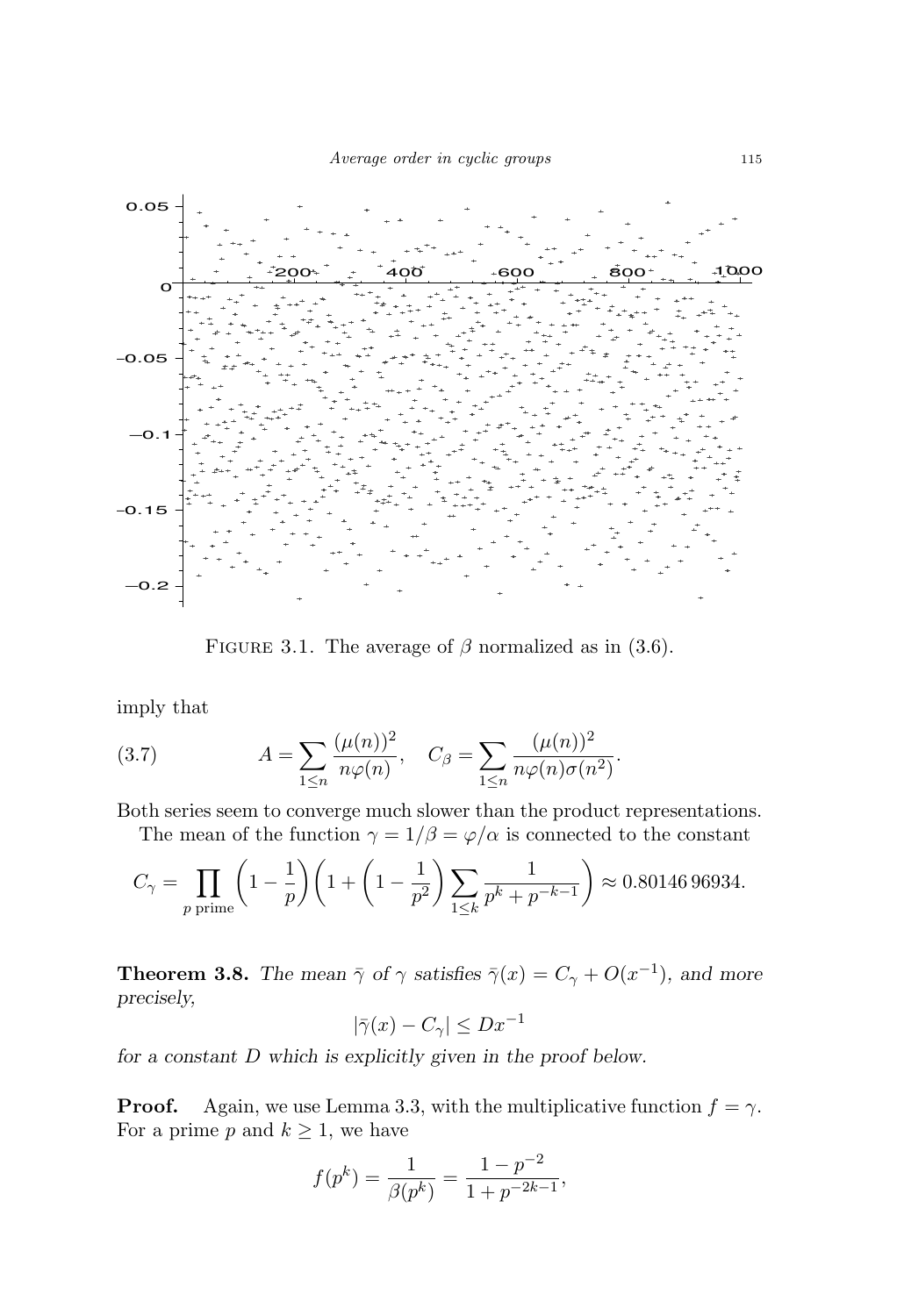FIGURE 3.1. The average of $\beta$ normalized as in (3.6).

imply that

$$A = \sum_{1 \le n} \frac{(\mu(n))^2}{n\varphi(n)}, \quad C_\beta = \sum_{1 \le n} \frac{(\mu(n))^2}{n\varphi(n)\sigma(n^2)}. \tag{3.7}$$

Both series seem to converge much slower than the product representations.

The mean of the function $\gamma = 1/\beta = \varphi/\alpha$ is connected to the constant

$$C_\gamma = \prod_{p \text{ prime}} \left(1 - \frac{1}{p}\right)\left(1 + \left(1 - \frac{1}{p^2}\right) \sum_{1 \le k} \frac{1}{p^k + p^{-k-1}}\right) \approx 0.80146\,96934.$$

**Theorem 3.8.** *The mean $\bar{\gamma}$ of $\gamma$ satisfies $\bar{\gamma}(x) = C_\gamma + O(x^{-1})$, and more precisely,*

$$|\bar{\gamma}(x) - C_\gamma| \le Dx^{-1}$$

*for a constant $D$ which is explicitly given in the proof below.*

**Proof.** Again, we use Lemma 3.3, with the multiplicative function $f = \gamma$. For a prime $p$ and $k \ge 1$, we have

$$f(p^k) = \frac{1}{\beta(p^k)} = \frac{1 - p^{-2}}{1 + p^{-2k-1}},$$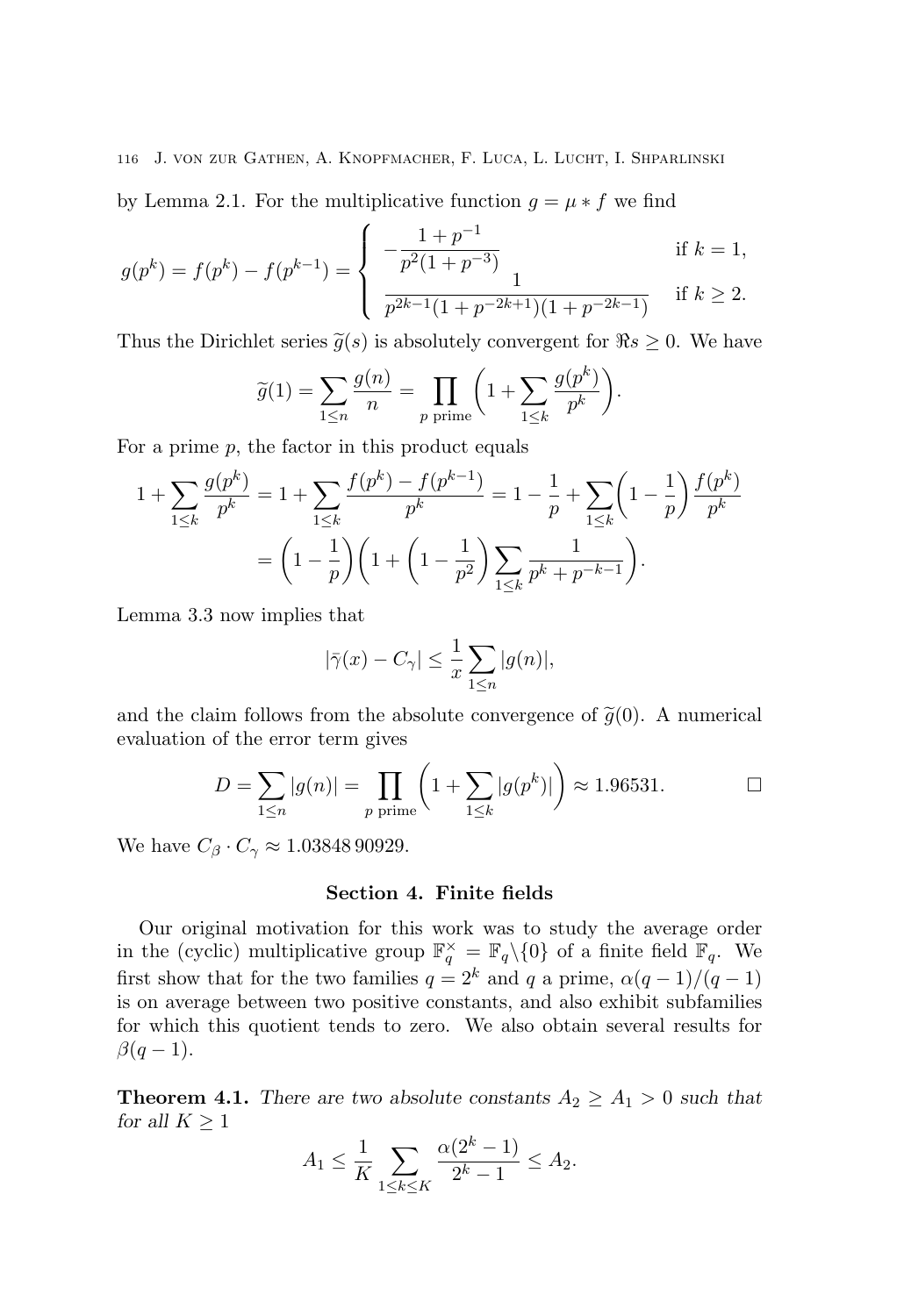by Lemma 2.1. For the multiplicative function $g = \mu * f$ we find

$$g(p^k) = f(p^k) - f(p^{k-1}) = \begin{cases} -\dfrac{1+p^{-1}}{p^2(1+p^{-3})} & \text{if } k = 1, \\ \dfrac{1}{p^{2k-1}(1+p^{-2k+1})(1+p^{-2k-1})} & \text{if } k \geq 2. \end{cases}$$

Thus the Dirichlet series $\widetilde{g}(s)$ is absolutely convergent for $\Re s \geq 0$. We have

$$\widetilde{g}(1) = \sum_{1 \leq n} \frac{g(n)}{n} = \prod_{p \text{ prime}} \left(1 + \sum_{1 \leq k} \frac{g(p^k)}{p^k}\right).$$

For a prime $p$, the factor in this product equals

$$\begin{aligned} 1 + \sum_{1 \leq k} \frac{g(p^k)}{p^k} &= 1 + \sum_{1 \leq k} \frac{f(p^k) - f(p^{k-1})}{p^k} = 1 - \frac{1}{p} + \sum_{1 \leq k} \left(1 - \frac{1}{p}\right) \frac{f(p^k)}{p^k} \\ &= \left(1 - \frac{1}{p}\right)\left(1 + \left(1 - \frac{1}{p^2}\right) \sum_{1 \leq k} \frac{1}{p^k + p^{-k-1}}\right). \end{aligned}$$

Lemma 3.3 now implies that

$$|\bar{\gamma}(x) - C_\gamma| \leq \frac{1}{x} \sum_{1 \leq n} |g(n)|,$$

and the claim follows from the absolute convergence of $\widetilde{g}(0)$. A numerical evaluation of the error term gives

$$D = \sum_{1 \leq n} |g(n)| = \prod_{p \text{ prime}} \left(1 + \sum_{1 \leq k} |g(p^k)|\right) \approx 1.96531. \qquad \square$$

We have $C_\beta \cdot C_\gamma \approx 1.03848\,90929$.

## Section 4. Finite fields

Our original motivation for this work was to study the average order in the (cyclic) multiplicative group $\mathbb{F}_q^\times = \mathbb{F}_q \backslash \{0\}$ of a finite field $\mathbb{F}_q$. We first show that for the two families $q = 2^k$ and $q$ a prime, $\alpha(q-1)/(q-1)$ is on average between two positive constants, and also exhibit subfamilies for which this quotient tends to zero. We also obtain several results for $\beta(q-1)$.

**Theorem 4.1.** *There are two absolute constants $A_2 \geq A_1 > 0$ such that for all $K \geq 1$*

$$A_1 \leq \frac{1}{K} \sum_{1 \leq k \leq K} \frac{\alpha(2^k - 1)}{2^k - 1} \leq A_2.$$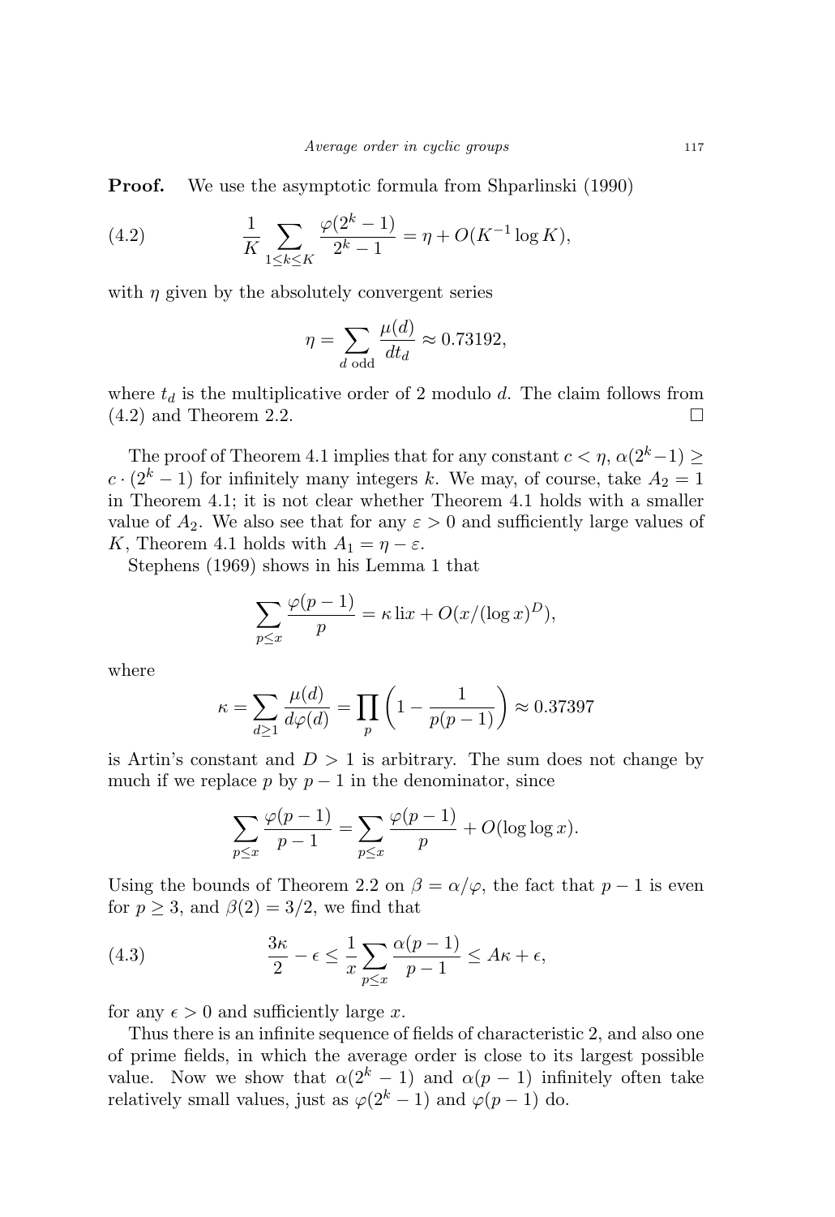**Proof.** We use the asymptotic formula from Shparlinski (1990)

$$\frac{1}{K}\sum_{1\leq k\leq K}\frac{\varphi(2^k-1)}{2^k-1}=\eta+O(K^{-1}\log K), \tag{4.2}$$

with $\eta$ given by the absolutely convergent series

$$\eta=\sum_{d\ \text{odd}}\frac{\mu(d)}{dt_d}\approx 0.73192,$$

where $t_d$ is the multiplicative order of 2 modulo $d$. The claim follows from (4.2) and Theorem 2.2. $\square$

The proof of Theorem 4.1 implies that for any constant $c<\eta$, $\alpha(2^k-1)\geq c\cdot(2^k-1)$ for infinitely many integers $k$. We may, of course, take $A_2=1$ in Theorem 4.1; it is not clear whether Theorem 4.1 holds with a smaller value of $A_2$. We also see that for any $\varepsilon>0$ and sufficiently large values of $K$, Theorem 4.1 holds with $A_1=\eta-\varepsilon$.

Stephens (1969) shows in his Lemma 1 that

$$\sum_{p\leq x}\frac{\varphi(p-1)}{p}=\kappa\,\mathrm{li}x+O(x/(\log x)^D),$$

where

$$\kappa=\sum_{d\geq 1}\frac{\mu(d)}{d\varphi(d)}=\prod_p\left(1-\frac{1}{p(p-1)}\right)\approx 0.37397$$

is Artin's constant and $D>1$ is arbitrary. The sum does not change by much if we replace $p$ by $p-1$ in the denominator, since

$$\sum_{p\leq x}\frac{\varphi(p-1)}{p-1}=\sum_{p\leq x}\frac{\varphi(p-1)}{p}+O(\log\log x).$$

Using the bounds of Theorem 2.2 on $\beta=\alpha/\varphi$, the fact that $p-1$ is even for $p\geq 3$, and $\beta(2)=3/2$, we find that

$$\frac{3\kappa}{2}-\epsilon\leq\frac{1}{x}\sum_{p\leq x}\frac{\alpha(p-1)}{p-1}\leq A\kappa+\epsilon, \tag{4.3}$$

for any $\epsilon>0$ and sufficiently large $x$.

Thus there is an infinite sequence of fields of characteristic 2, and also one of prime fields, in which the average order is close to its largest possible value. Now we show that $\alpha(2^k-1)$ and $\alpha(p-1)$ infinitely often take relatively small values, just as $\varphi(2^k-1)$ and $\varphi(p-1)$ do.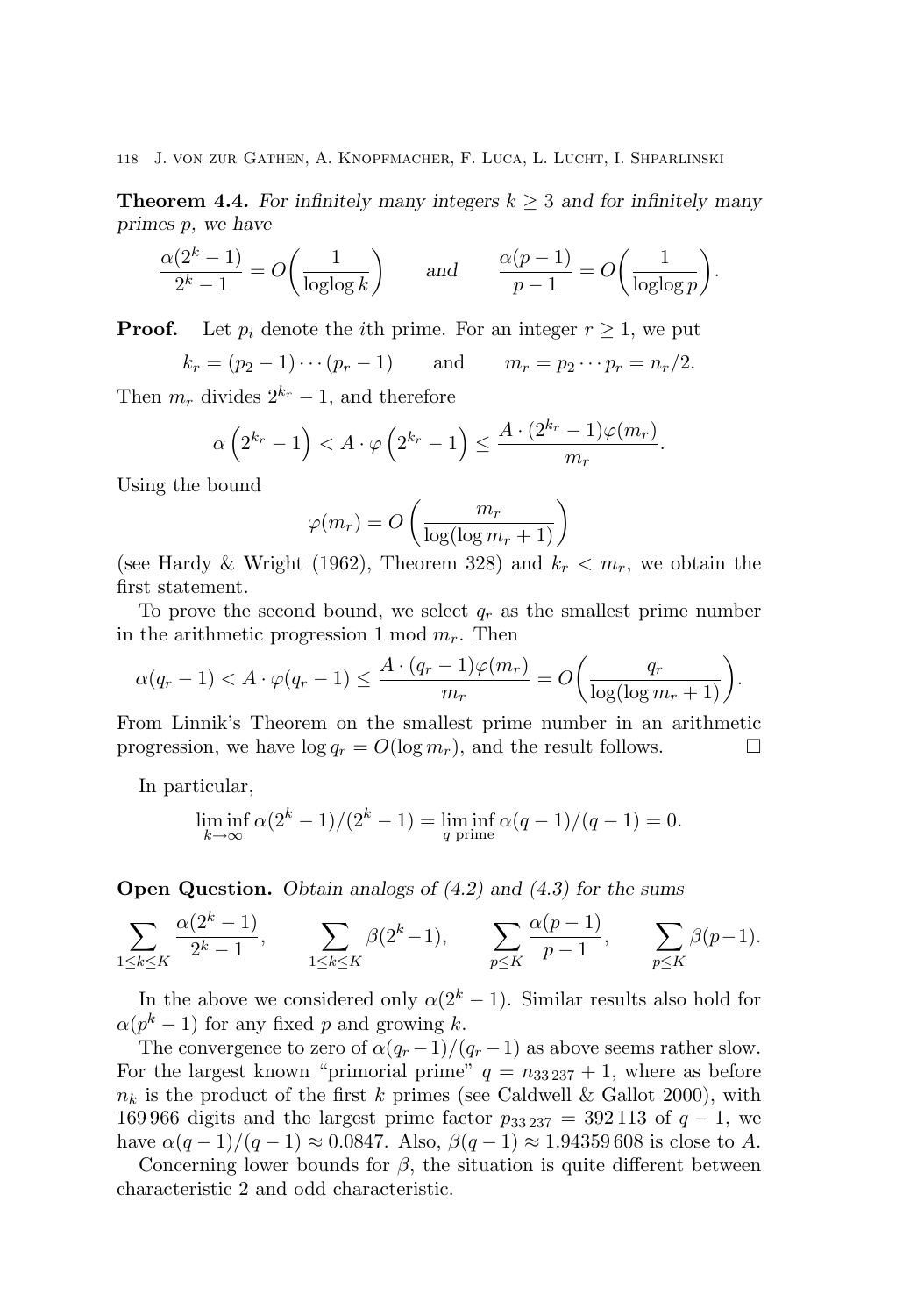**Theorem 4.4.** *For infinitely many integers $k \ge 3$ and for infinitely many primes $p$, we have*

$$\frac{\alpha(2^k-1)}{2^k-1} = O\left(\frac{1}{\operatorname{loglog} k}\right) \qquad \text{and} \qquad \frac{\alpha(p-1)}{p-1} = O\left(\frac{1}{\operatorname{loglog} p}\right).$$

**Proof.** Let $p_i$ denote the $i$th prime. For an integer $r \ge 1$, we put

$$k_r = (p_2 - 1)\cdots(p_r - 1) \qquad \text{and} \qquad m_r = p_2 \cdots p_r = n_r/2.$$

Then $m_r$ divides $2^{k_r} - 1$, and therefore

$$\alpha\left(2^{k_r}-1\right) < A \cdot \varphi\left(2^{k_r}-1\right) \le \frac{A \cdot (2^{k_r}-1)\varphi(m_r)}{m_r}.$$

Using the bound

$$\varphi(m_r) = O\left(\frac{m_r}{\log(\log m_r + 1)}\right)$$

(see Hardy & Wright (1962), Theorem 328) and $k_r < m_r$, we obtain the first statement.

To prove the second bound, we select $q_r$ as the smallest prime number in the arithmetic progression 1 mod $m_r$. Then

$$\alpha(q_r - 1) < A \cdot \varphi(q_r - 1) \le \frac{A \cdot (q_r - 1)\varphi(m_r)}{m_r} = O\left(\frac{q_r}{\log(\log m_r + 1)}\right).$$

From Linnik's Theorem on the smallest prime number in an arithmetic progression, we have $\log q_r = O(\log m_r)$, and the result follows. □

In particular,

$$\liminf_{k\to\infty} \alpha(2^k-1)/(2^k-1) = \liminf_{q \text{ prime}} \alpha(q-1)/(q-1) = 0.$$

**Open Question.** *Obtain analogs of (4.2) and (4.3) for the sums*

$$\sum_{1\le k\le K} \frac{\alpha(2^k-1)}{2^k-1}, \qquad \sum_{1\le k\le K} \beta(2^k-1), \qquad \sum_{p\le K} \frac{\alpha(p-1)}{p-1}, \qquad \sum_{p\le K} \beta(p-1).$$

In the above we considered only $\alpha(2^k-1)$. Similar results also hold for $\alpha(p^k-1)$ for any fixed $p$ and growing $k$.

The convergence to zero of $\alpha(q_r-1)/(q_r-1)$ as above seems rather slow. For the largest known "primorial prime" $q = n_{33\,237}+1$, where as before $n_k$ is the product of the first $k$ primes (see Caldwell & Gallot 2000), with 169 966 digits and the largest prime factor $p_{33\,237} = 392\,113$ of $q-1$, we have $\alpha(q-1)/(q-1) \approx 0.0847$. Also, $\beta(q-1) \approx 1.94359\,608$ is close to $A$.

Concerning lower bounds for $\beta$, the situation is quite different between characteristic 2 and odd characteristic.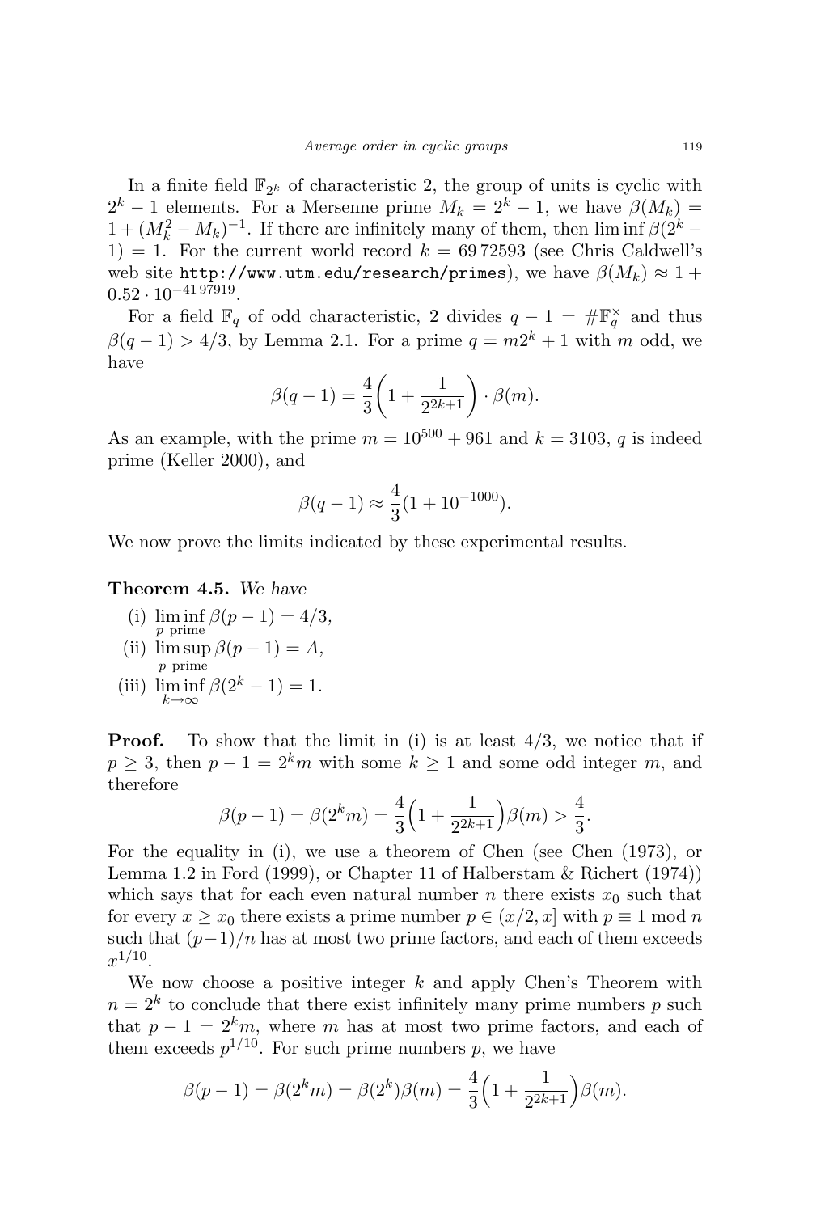In a finite field $\mathbb{F}_{2^k}$ of characteristic 2, the group of units is cyclic with $2^k - 1$ elements. For a Mersenne prime $M_k = 2^k - 1$, we have $\beta(M_k) = 1 + (M_k^2 - M_k)^{-1}$. If there are infinitely many of them, then $\liminf \beta(2^k - 1) = 1$. For the current world record $k = 69\,72593$ (see Chris Caldwell's web site http://www.utm.edu/research/primes), we have $\beta(M_k) \approx 1 + 0.52 \cdot 10^{-41\,97919}$.

For a field $\mathbb{F}_q$ of odd characteristic, 2 divides $q - 1 = \#\mathbb{F}_q^\times$ and thus $\beta(q-1) > 4/3$, by Lemma 2.1. For a prime $q = m2^k + 1$ with $m$ odd, we have

$$\beta(q-1) = \frac{4}{3}\left(1 + \frac{1}{2^{2k+1}}\right) \cdot \beta(m).$$

As an example, with the prime $m = 10^{500} + 961$ and $k = 3103$, $q$ is indeed prime (Keller 2000), and

$$\beta(q-1) \approx \frac{4}{3}(1 + 10^{-1000}).$$

We now prove the limits indicated by these experimental results.

**Theorem 4.5.** *We have*

(i) $\liminf\limits_{p \text{ prime}} \beta(p-1) = 4/3$,

(ii) $\limsup\limits_{p \text{ prime}} \beta(p-1) = A$,

(iii) $\liminf\limits_{k \to \infty} \beta(2^k - 1) = 1$.

**Proof.** To show that the limit in (i) is at least 4/3, we notice that if $p \geq 3$, then $p - 1 = 2^k m$ with some $k \geq 1$ and some odd integer $m$, and therefore

$$\beta(p-1) = \beta(2^k m) = \frac{4}{3}\Big(1 + \frac{1}{2^{2k+1}}\Big)\beta(m) > \frac{4}{3}.$$

For the equality in (i), we use a theorem of Chen (see Chen (1973), or Lemma 1.2 in Ford (1999), or Chapter 11 of Halberstam & Richert (1974)) which says that for each even natural number $n$ there exists $x_0$ such that for every $x \geq x_0$ there exists a prime number $p \in (x/2, x]$ with $p \equiv 1 \bmod n$ such that $(p-1)/n$ has at most two prime factors, and each of them exceeds $x^{1/10}$.

We now choose a positive integer $k$ and apply Chen's Theorem with $n = 2^k$ to conclude that there exist infinitely many prime numbers $p$ such that $p - 1 = 2^k m$, where $m$ has at most two prime factors, and each of them exceeds $p^{1/10}$. For such prime numbers $p$, we have

$$\beta(p-1) = \beta(2^k m) = \beta(2^k)\beta(m) = \frac{4}{3}\Big(1 + \frac{1}{2^{2k+1}}\Big)\beta(m).$$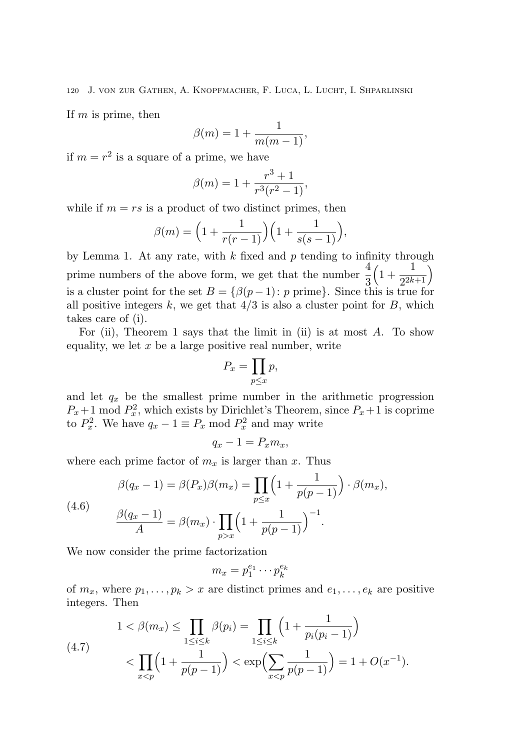If $m$ is prime, then

$$\beta(m) = 1 + \frac{1}{m(m-1)},$$

if $m = r^2$ is a square of a prime, we have

$$\beta(m) = 1 + \frac{r^3+1}{r^3(r^2-1)},$$

while if $m = rs$ is a product of two distinct primes, then

$$\beta(m) = \Big(1 + \frac{1}{r(r-1)}\Big)\Big(1 + \frac{1}{s(s-1)}\Big),$$

by Lemma 1. At any rate, with $k$ fixed and $p$ tending to infinity through prime numbers of the above form, we get that the number $\frac{4}{3}\Big(1 + \frac{1}{2^{2k+1}}\Big)$ is a cluster point for the set $B = \{\beta(p-1)\colon p \text{ prime}\}$. Since this is true for all positive integers $k$, we get that $4/3$ is also a cluster point for $B$, which takes care of (i).

For (ii), Theorem 1 says that the limit in (ii) is at most $A$. To show equality, we let $x$ be a large positive real number, write

$$P_x = \prod_{p \le x} p,$$

and let $q_x$ be the smallest prime number in the arithmetic progression $P_x + 1 \bmod P_x^2$, which exists by Dirichlet's Theorem, since $P_x + 1$ is coprime to $P_x^2$. We have $q_x - 1 \equiv P_x \bmod P_x^2$ and may write

$$q_x - 1 = P_x m_x,$$

where each prime factor of $m_x$ is larger than $x$. Thus

$$\begin{aligned}
\beta(q_x - 1) &= \beta(P_x)\beta(m_x) = \prod_{p \le x}\Big(1 + \frac{1}{p(p-1)}\Big) \cdot \beta(m_x), \\
\frac{\beta(q_x-1)}{A} &= \beta(m_x) \cdot \prod_{p > x}\Big(1 + \frac{1}{p(p-1)}\Big)^{-1}.
\end{aligned} \tag{4.6}$$

We now consider the prime factorization

$$m_x = p_1^{e_1} \cdots p_k^{e_k}$$

of $m_x$, where $p_1, \ldots, p_k > x$ are distinct primes and $e_1, \ldots, e_k$ are positive integers. Then

$$\begin{aligned}
1 < \beta(m_x) &\le \prod_{1 \le i \le k} \beta(p_i) = \prod_{1 \le i \le k}\Big(1 + \frac{1}{p_i(p_i-1)}\Big) \\
&< \prod_{x < p}\Big(1 + \frac{1}{p(p-1)}\Big) < \exp\Big(\sum_{x < p} \frac{1}{p(p-1)}\Big) = 1 + O(x^{-1}).
\end{aligned} \tag{4.7}$$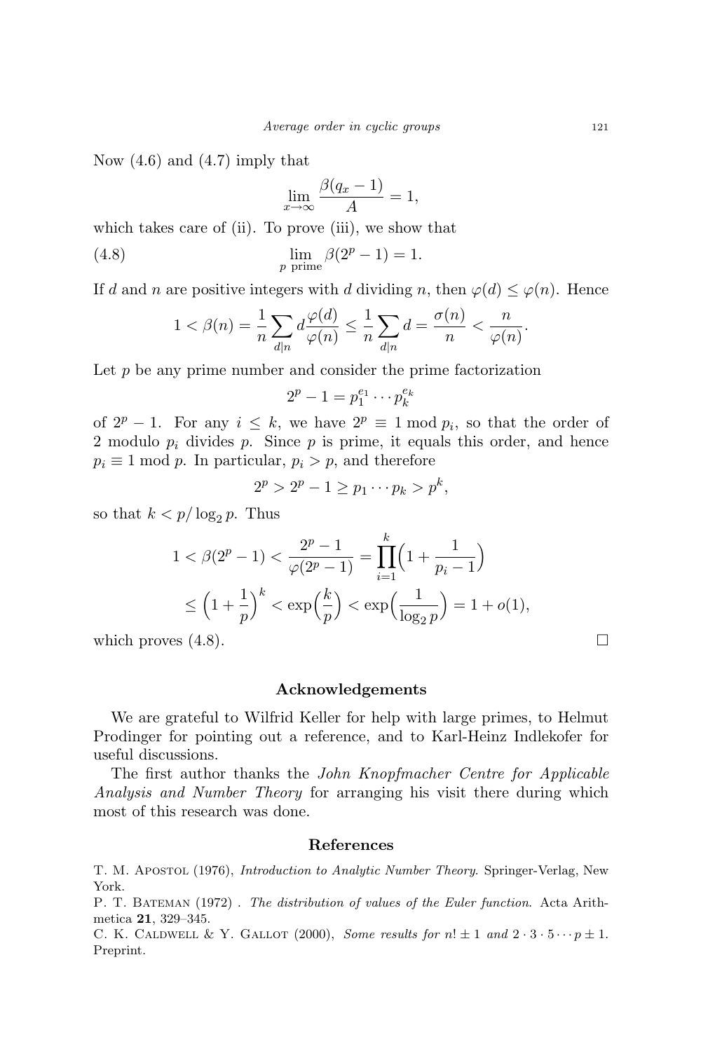Now (4.6) and (4.7) imply that

$$\lim_{x\to\infty} \frac{\beta(q_x - 1)}{A} = 1,$$

which takes care of (ii). To prove (iii), we show that

$$\lim_{p \text{ prime}} \beta(2^p - 1) = 1. \tag{4.8}$$

If $d$ and $n$ are positive integers with $d$ dividing $n$, then $\varphi(d) \le \varphi(n)$. Hence

$$1 < \beta(n) = \frac{1}{n}\sum_{d\mid n} d\frac{\varphi(d)}{\varphi(n)} \le \frac{1}{n}\sum_{d\mid n} d = \frac{\sigma(n)}{n} < \frac{n}{\varphi(n)}.$$

Let $p$ be any prime number and consider the prime factorization

$$2^p - 1 = p_1^{e_1} \cdots p_k^{e_k}$$

of $2^p - 1$. For any $i \le k$, we have $2^p \equiv 1 \bmod p_i$, so that the order of 2 modulo $p_i$ divides $p$. Since $p$ is prime, it equals this order, and hence $p_i \equiv 1 \bmod p$. In particular, $p_i > p$, and therefore

$$2^p > 2^p - 1 \ge p_1 \cdots p_k > p^k,$$

so that $k < p/\log_2 p$. Thus

$$\begin{aligned} 1 < \beta(2^p - 1) &< \frac{2^p - 1}{\varphi(2^p - 1)} = \prod_{i=1}^{k}\Big(1 + \frac{1}{p_i - 1}\Big) \\ &\le \Big(1 + \frac{1}{p}\Big)^k < \exp\Big(\frac{k}{p}\Big) < \exp\Big(\frac{1}{\log_2 p}\Big) = 1 + o(1), \end{aligned}$$

which proves (4.8). □

## Acknowledgements

We are grateful to Wilfrid Keller for help with large primes, to Helmut Prodinger for pointing out a reference, and to Karl-Heinz Indlekofer for useful discussions.

The first author thanks the *John Knopfmacher Centre for Applicable Analysis and Number Theory* for arranging his visit there during which most of this research was done.

## References

T. M. Apostol (1976), *Introduction to Analytic Number Theory*. Springer-Verlag, New York.

P. T. Bateman (1972) . *The distribution of values of the Euler function.* Acta Arithmetica **21**, 329–345.

C. K. Caldwell & Y. Gallot (2000), *Some results for $n! \pm 1$ and $2 \cdot 3 \cdot 5 \cdots p \pm 1$.* Preprint.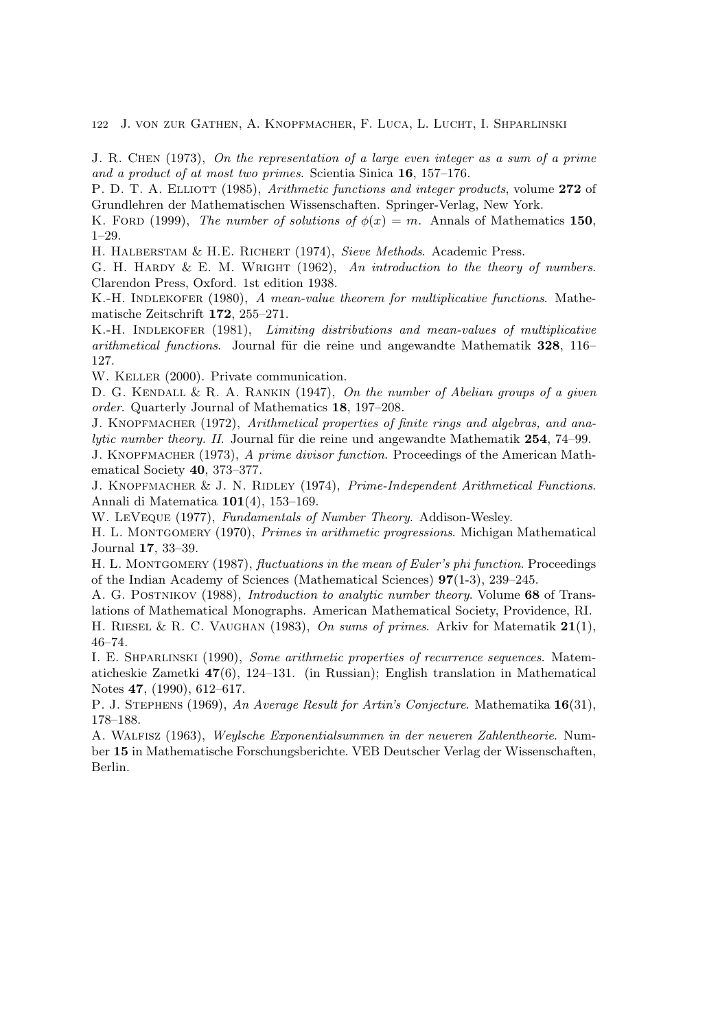J. R. Chen (1973), *On the representation of a large even integer as a sum of a prime and a product of at most two primes*. Scientia Sinica **16**, 157–176.

P. D. T. A. Elliott (1985), *Arithmetic functions and integer products*, volume **272** of Grundlehren der Mathematischen Wissenschaften. Springer-Verlag, New York.

K. Ford (1999), *The number of solutions of $\phi(x) = m$*. Annals of Mathematics **150**, 1–29.

H. Halberstam & H.E. Richert (1974), *Sieve Methods*. Academic Press.

G. H. Hardy & E. M. Wright (1962), *An introduction to the theory of numbers*. Clarendon Press, Oxford. 1st edition 1938.

K.-H. Indlekofer (1980), *A mean-value theorem for multiplicative functions*. Mathematische Zeitschrift **172**, 255–271.

K.-H. Indlekofer (1981), *Limiting distributions and mean-values of multiplicative arithmetical functions*. Journal für die reine und angewandte Mathematik **328**, 116–127.

W. Keller (2000). Private communication.

D. G. Kendall & R. A. Rankin (1947), *On the number of Abelian groups of a given order*. Quarterly Journal of Mathematics **18**, 197–208.

J. Knopfmacher (1972), *Arithmetical properties of finite rings and algebras, and analytic number theory. II*. Journal für die reine und angewandte Mathematik **254**, 74–99.

J. Knopfmacher (1973), *A prime divisor function*. Proceedings of the American Mathematical Society **40**, 373–377.

J. Knopfmacher & J. N. Ridley (1974), *Prime-Independent Arithmetical Functions*. Annali di Matematica **101**(4), 153–169.

W. LeVeque (1977), *Fundamentals of Number Theory*. Addison-Wesley.

H. L. Montgomery (1970), *Primes in arithmetic progressions*. Michigan Mathematical Journal **17**, 33–39.

H. L. Montgomery (1987), *fluctuations in the mean of Euler's phi function*. Proceedings of the Indian Academy of Sciences (Mathematical Sciences) **97**(1-3), 239–245.

A. G. Postnikov (1988), *Introduction to analytic number theory*. Volume **68** of Translations of Mathematical Monographs. American Mathematical Society, Providence, RI.

H. Riesel & R. C. Vaughan (1983), *On sums of primes*. Arkiv for Matematik **21**(1), 46–74.

I. E. Shparlinski (1990), *Some arithmetic properties of recurrence sequences*. Matematicheskie Zametki **47**(6), 124–131. (in Russian); English translation in Mathematical Notes **47**, (1990), 612–617.

P. J. Stephens (1969), *An Average Result for Artin's Conjecture*. Mathematika **16**(31), 178–188.

A. Walfisz (1963), *Weylsche Exponentialsummen in der neueren Zahlentheorie*. Number **15** in Mathematische Forschungsberichte. VEB Deutscher Verlag der Wissenschaften, Berlin.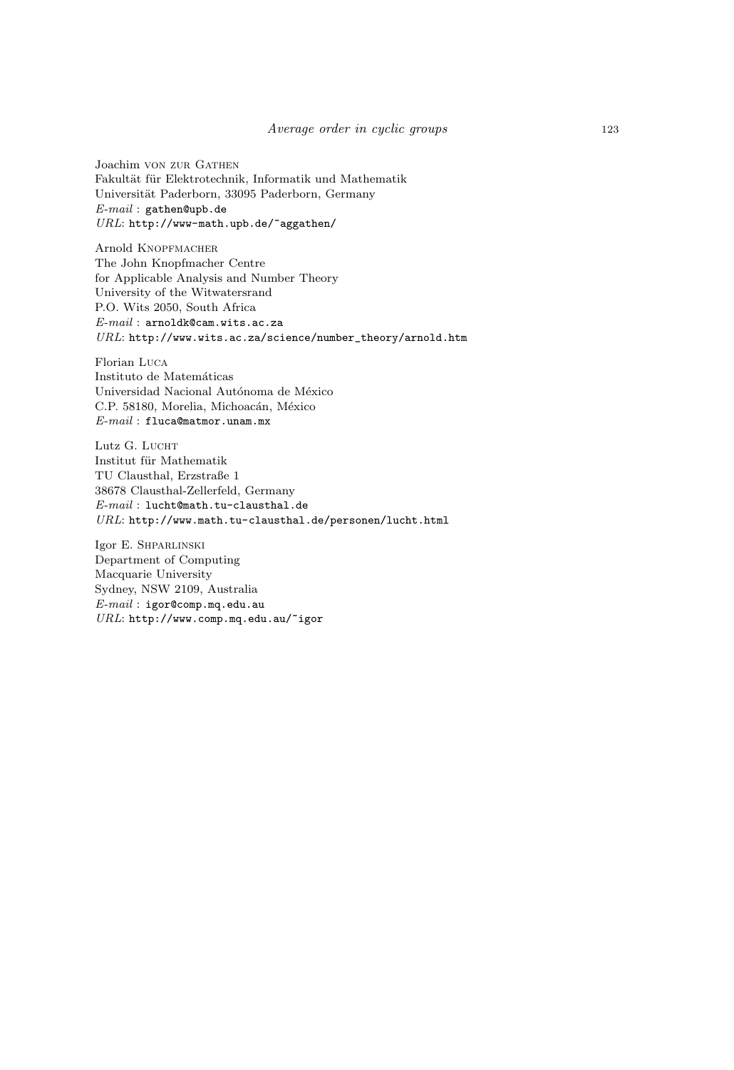Joachim von zur Gathen
Fakultät für Elektrotechnik, Informatik und Mathematik
Universität Paderborn, 33095 Paderborn, Germany
*E-mail* : gathen@upb.de
*URL*: http://www-math.upb.de/~aggathen/

Arnold Knopfmacher
The John Knopfmacher Centre
for Applicable Analysis and Number Theory
University of the Witwatersrand
P.O. Wits 2050, South Africa
*E-mail* : arnoldk@cam.wits.ac.za
*URL*: http://www.wits.ac.za/science/number_theory/arnold.htm

Florian Luca
Instituto de Matemáticas
Universidad Nacional Autónoma de México
C.P. 58180, Morelia, Michoacán, México
*E-mail* : fluca@matmor.unam.mx

Lutz G. Lucht
Institut für Mathematik
TU Clausthal, Erzstraße 1
38678 Clausthal-Zellerfeld, Germany
*E-mail* : lucht@math.tu-clausthal.de
*URL*: http://www.math.tu-clausthal.de/personen/lucht.html

Igor E. Shparlinski
Department of Computing
Macquarie University
Sydney, NSW 2109, Australia
*E-mail* : igor@comp.mq.edu.au
*URL*: http://www.comp.mq.edu.au/~igor